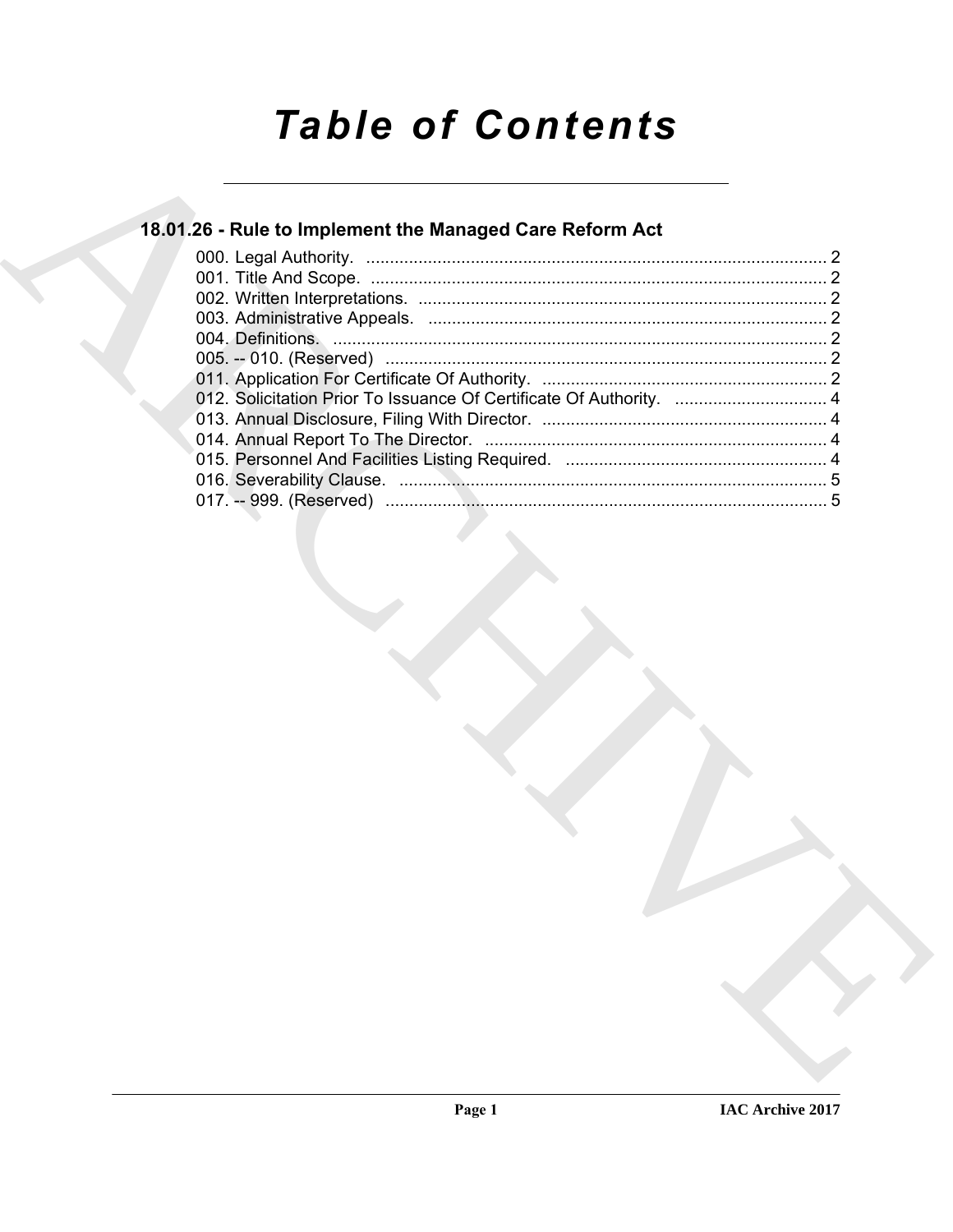# Table of Contents

## 18.01.26 - Rule to Implement the Managed Care Reform Act

000. Legal Authority. ........................................................................................ 2
001. Title And Scope. ........................................................................................ 2
002. Written Interpretations. ........................................................................................ 2
003. Administrative Appeals. ........................................................................................ 2
004. Definitions. ........................................................................................ 2
005. -- 010. (Reserved) ........................................................................................ 2
011. Application For Certificate Of Authority. ........................................................................................ 2
012. Solicitation Prior To Issuance Of Certificate Of Authority. ........................................................................................ 4
013. Annual Disclosure, Filing With Director. ........................................................................................ 4
014. Annual Report To The Director. ........................................................................................ 4
015. Personnel And Facilities Listing Required. ........................................................................................ 4
016. Severability Clause. ........................................................................................ 5
017. -- 999. (Reserved) ........................................................................................ 5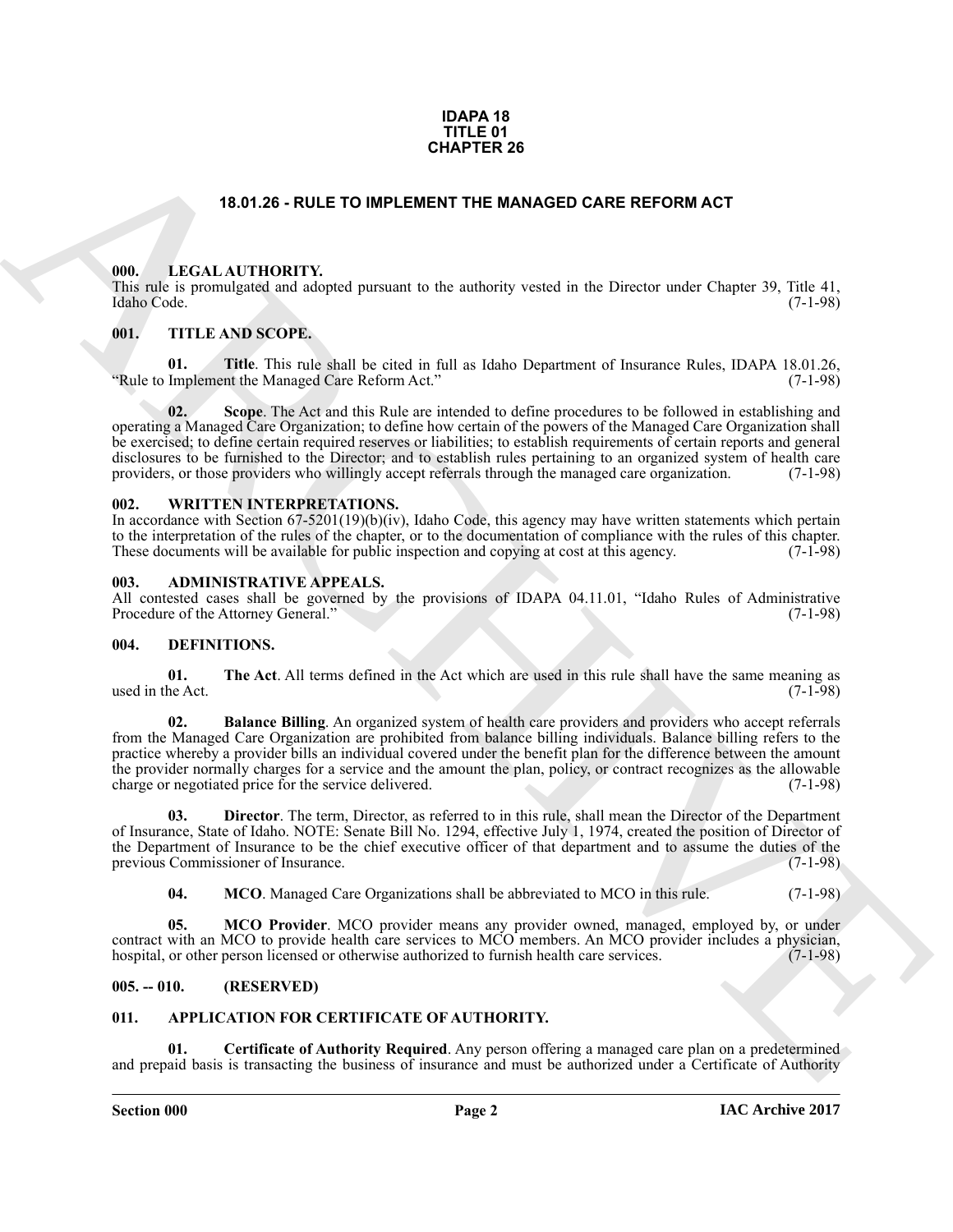**IDAPA 18**
**TITLE 01**
**CHAPTER 26**

# 18.01.26 - RULE TO IMPLEMENT THE MANAGED CARE REFORM ACT

## 000. LEGAL AUTHORITY.

This rule is promulgated and adopted pursuant to the authority vested in the Director under Chapter 39, Title 41, Idaho Code. (7-1-98)

## 001. TITLE AND SCOPE.

**01. Title**. This rule shall be cited in full as Idaho Department of Insurance Rules, IDAPA 18.01.26, "Rule to Implement the Managed Care Reform Act." (7-1-98)

**02. Scope**. The Act and this Rule are intended to define procedures to be followed in establishing and operating a Managed Care Organization; to define how certain of the powers of the Managed Care Organization shall be exercised; to define certain required reserves or liabilities; to establish requirements of certain reports and general disclosures to be furnished to the Director; and to establish rules pertaining to an organized system of health care providers, or those providers who willingly accept referrals through the managed care organization. (7-1-98)

## 002. WRITTEN INTERPRETATIONS.

In accordance with Section 67-5201(19)(b)(iv), Idaho Code, this agency may have written statements which pertain to the interpretation of the rules of the chapter, or to the documentation of compliance with the rules of this chapter. These documents will be available for public inspection and copying at cost at this agency. (7-1-98)

## 003. ADMINISTRATIVE APPEALS.

All contested cases shall be governed by the provisions of IDAPA 04.11.01, "Idaho Rules of Administrative Procedure of the Attorney General." (7-1-98)

## 004. DEFINITIONS.

**01. The Act**. All terms defined in the Act which are used in this rule shall have the same meaning as used in the Act. (7-1-98)

**02. Balance Billing**. An organized system of health care providers and providers who accept referrals from the Managed Care Organization are prohibited from balance billing individuals. Balance billing refers to the practice whereby a provider bills an individual covered under the benefit plan for the difference between the amount the provider normally charges for a service and the amount the plan, policy, or contract recognizes as the allowable charge or negotiated price for the service delivered. (7-1-98)

**03. Director**. The term, Director, as referred to in this rule, shall mean the Director of the Department of Insurance, State of Idaho. NOTE: Senate Bill No. 1294, effective July 1, 1974, created the position of Director of the Department of Insurance to be the chief executive officer of that department and to assume the duties of the previous Commissioner of Insurance. (7-1-98)

**04. MCO**. Managed Care Organizations shall be abbreviated to MCO in this rule. (7-1-98)

**05. MCO Provider**. MCO provider means any provider owned, managed, employed by, or under contract with an MCO to provide health care services to MCO members. An MCO provider includes a physician, hospital, or other person licensed or otherwise authorized to furnish health care services. (7-1-98)

## 005. -- 010. (RESERVED)

## 011. APPLICATION FOR CERTIFICATE OF AUTHORITY.

**01. Certificate of Authority Required**. Any person offering a managed care plan on a predetermined and prepaid basis is transacting the business of insurance and must be authorized under a Certificate of Authority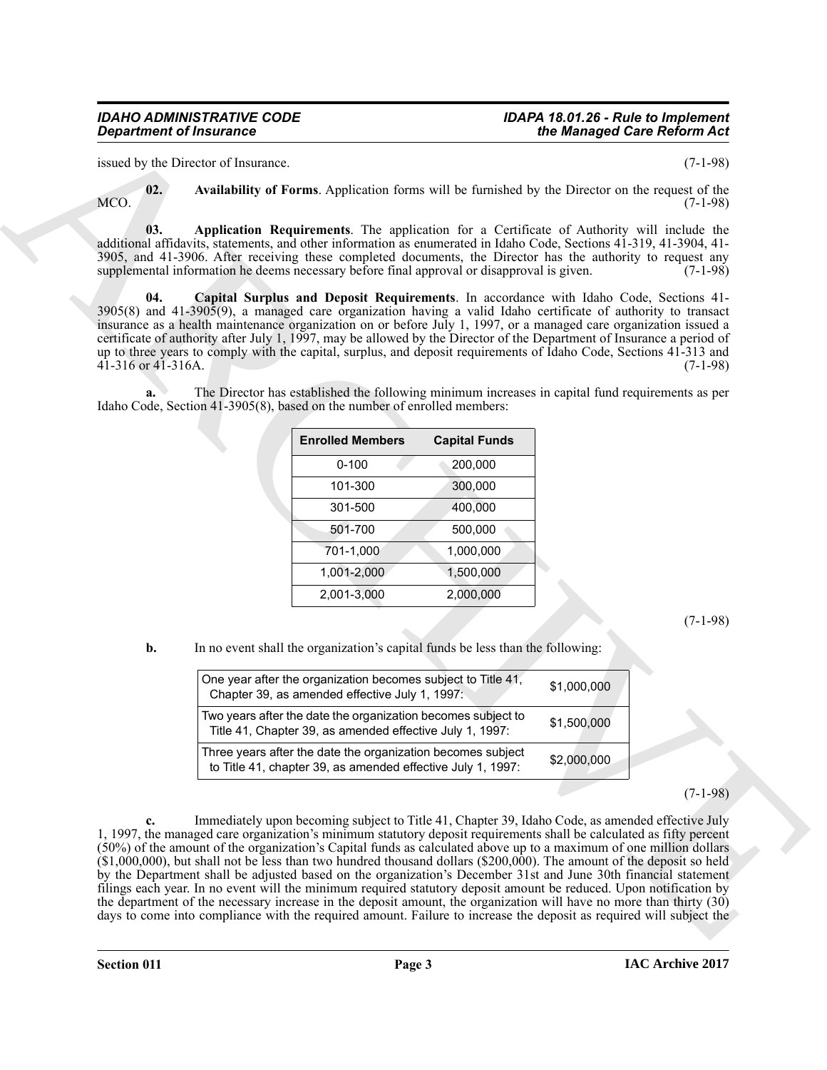issued by the Director of Insurance. (7-1-98)

**02. Availability of Forms**. Application forms will be furnished by the Director on the request of the MCO. (7-1-98)

**03. Application Requirements**. The application for a Certificate of Authority will include the additional affidavits, statements, and other information as enumerated in Idaho Code, Sections 41-319, 41-3904, 41-3905, and 41-3906. After receiving these completed documents, the Director has the authority to request any supplemental information he deems necessary before final approval or disapproval is given. (7-1-98)

**04. Capital Surplus and Deposit Requirements**. In accordance with Idaho Code, Sections 41-3905(8) and 41-3905(9), a managed care organization having a valid Idaho certificate of authority to transact insurance as a health maintenance organization on or before July 1, 1997, or a managed care organization issued a certificate of authority after July 1, 1997, may be allowed by the Director of the Department of Insurance a period of up to three years to comply with the capital, surplus, and deposit requirements of Idaho Code, Sections 41-313 and 41-316 or 41-316A. (7-1-98)

**a.** The Director has established the following minimum increases in capital fund requirements as per Idaho Code, Section 41-3905(8), based on the number of enrolled members:

| Enrolled Members | Capital Funds |
|---|---|
| 0-100 | 200,000 |
| 101-300 | 300,000 |
| 301-500 | 400,000 |
| 501-700 | 500,000 |
| 701-1,000 | 1,000,000 |
| 1,001-2,000 | 1,500,000 |
| 2,001-3,000 | 2,000,000 |

(7-1-98)

**b.** In no event shall the organization's capital funds be less than the following:

| | |
|---|---|
| One year after the organization becomes subject to Title 41, Chapter 39, as amended effective July 1, 1997: | $1,000,000 |
| Two years after the date the organization becomes subject to Title 41, Chapter 39, as amended effective July 1, 1997: | $1,500,000 |
| Three years after the date the organization becomes subject to Title 41, chapter 39, as amended effective July 1, 1997: | $2,000,000 |

(7-1-98)

**c.** Immediately upon becoming subject to Title 41, Chapter 39, Idaho Code, as amended effective July 1, 1997, the managed care organization's minimum statutory deposit requirements shall be calculated as fifty percent (50%) of the amount of the organization's Capital funds as calculated above up to a maximum of one million dollars ($1,000,000), but shall not be less than two hundred thousand dollars ($200,000). The amount of the deposit so held by the Department shall be adjusted based on the organization's December 31st and June 30th financial statement filings each year. In no event will the minimum required statutory deposit amount be reduced. Upon notification by the department of the necessary increase in the deposit amount, the organization will have no more than thirty (30) days to come into compliance with the required amount. Failure to increase the deposit as required will subject the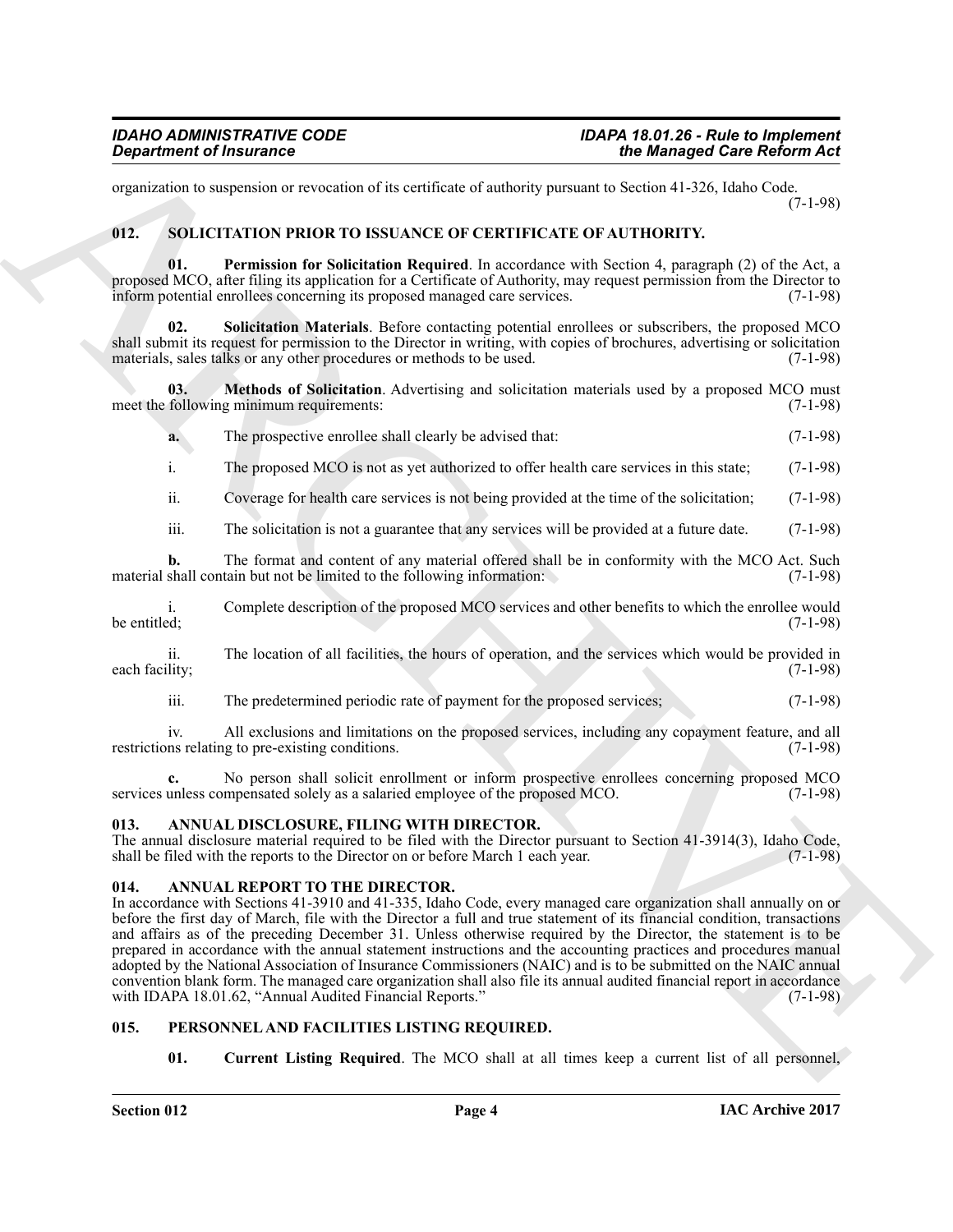organization to suspension or revocation of its certificate of authority pursuant to Section 41-326, Idaho Code. (7-1-98)

### 012. SOLICITATION PRIOR TO ISSUANCE OF CERTIFICATE OF AUTHORITY.

**01. Permission for Solicitation Required**. In accordance with Section 4, paragraph (2) of the Act, a proposed MCO, after filing its application for a Certificate of Authority, may request permission from the Director to inform potential enrollees concerning its proposed managed care services. (7-1-98)

**02. Solicitation Materials**. Before contacting potential enrollees or subscribers, the proposed MCO shall submit its request for permission to the Director in writing, with copies of brochures, advertising or solicitation materials, sales talks or any other procedures or methods to be used. (7-1-98)

**03. Methods of Solicitation**. Advertising and solicitation materials used by a proposed MCO must meet the following minimum requirements: (7-1-98)

**a.** The prospective enrollee shall clearly be advised that: (7-1-98)

i. The proposed MCO is not as yet authorized to offer health care services in this state; (7-1-98)

ii. Coverage for health care services is not being provided at the time of the solicitation; (7-1-98)

iii. The solicitation is not a guarantee that any services will be provided at a future date. (7-1-98)

**b.** The format and content of any material offered shall be in conformity with the MCO Act. Such material shall contain but not be limited to the following information: (7-1-98)

i. Complete description of the proposed MCO services and other benefits to which the enrollee would be entitled; (7-1-98)

ii. The location of all facilities, the hours of operation, and the services which would be provided in each facility; (7-1-98)

iii. The predetermined periodic rate of payment for the proposed services; (7-1-98)

iv. All exclusions and limitations on the proposed services, including any copayment feature, and all restrictions relating to pre-existing conditions. (7-1-98)

**c.** No person shall solicit enrollment or inform prospective enrollees concerning proposed MCO services unless compensated solely as a salaried employee of the proposed MCO. (7-1-98)

### 013. ANNUAL DISCLOSURE, FILING WITH DIRECTOR.

The annual disclosure material required to be filed with the Director pursuant to Section 41-3914(3), Idaho Code, shall be filed with the reports to the Director on or before March 1 each year. (7-1-98)

### 014. ANNUAL REPORT TO THE DIRECTOR.

In accordance with Sections 41-3910 and 41-335, Idaho Code, every managed care organization shall annually on or before the first day of March, file with the Director a full and true statement of its financial condition, transactions and affairs as of the preceding December 31. Unless otherwise required by the Director, the statement is to be prepared in accordance with the annual statement instructions and the accounting practices and procedures manual adopted by the National Association of Insurance Commissioners (NAIC) and is to be submitted on the NAIC annual convention blank form. The managed care organization shall also file its annual audited financial report in accordance with IDAPA 18.01.62, "Annual Audited Financial Reports." (7-1-98)

### 015. PERSONNEL AND FACILITIES LISTING REQUIRED.

**01. Current Listing Required**. The MCO shall at all times keep a current list of all personnel,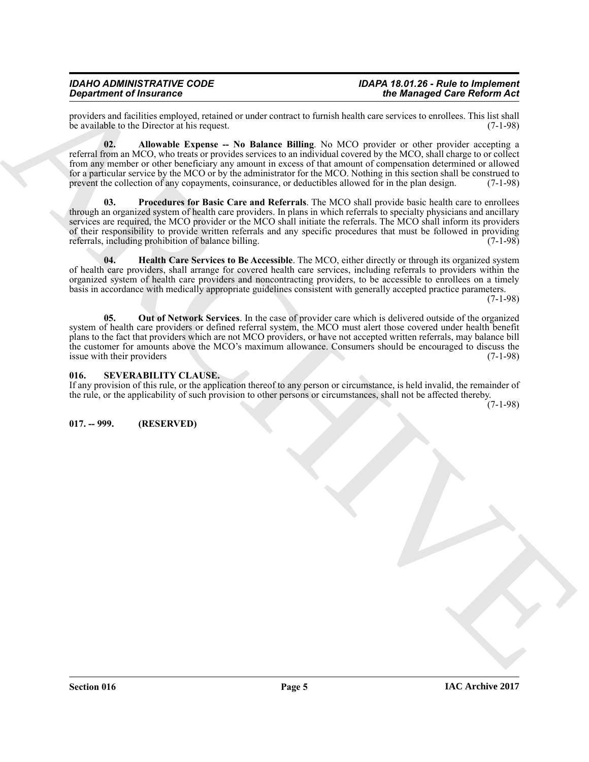providers and facilities employed, retained or under contract to furnish health care services to enrollees. This list shall be available to the Director at his request. (7-1-98)

**02. Allowable Expense -- No Balance Billing**. No MCO provider or other provider accepting a referral from an MCO, who treats or provides services to an individual covered by the MCO, shall charge to or collect from any member or other beneficiary any amount in excess of that amount of compensation determined or allowed for a particular service by the MCO or by the administrator for the MCO. Nothing in this section shall be construed to prevent the collection of any copayments, coinsurance, or deductibles allowed for in the plan design. (7-1-98)

**03. Procedures for Basic Care and Referrals**. The MCO shall provide basic health care to enrollees through an organized system of health care providers. In plans in which referrals to specialty physicians and ancillary services are required, the MCO provider or the MCO shall initiate the referrals. The MCO shall inform its providers of their responsibility to provide written referrals and any specific procedures that must be followed in providing referrals, including prohibition of balance billing. (7-1-98)

**04. Health Care Services to Be Accessible**. The MCO, either directly or through its organized system of health care providers, shall arrange for covered health care services, including referrals to providers within the organized system of health care providers and noncontracting providers, to be accessible to enrollees on a timely basis in accordance with medically appropriate guidelines consistent with generally accepted practice parameters. (7-1-98)

**05. Out of Network Services**. In the case of provider care which is delivered outside of the organized system of health care providers or defined referral system, the MCO must alert those covered under health benefit plans to the fact that providers which are not MCO providers, or have not accepted written referrals, may balance bill the customer for amounts above the MCO's maximum allowance. Consumers should be encouraged to discuss the issue with their providers (7-1-98)

## 016. SEVERABILITY CLAUSE.

If any provision of this rule, or the application thereof to any person or circumstance, is held invalid, the remainder of the rule, or the applicability of such provision to other persons or circumstances, shall not be affected thereby. (7-1-98)

## 017. -- 999. (RESERVED)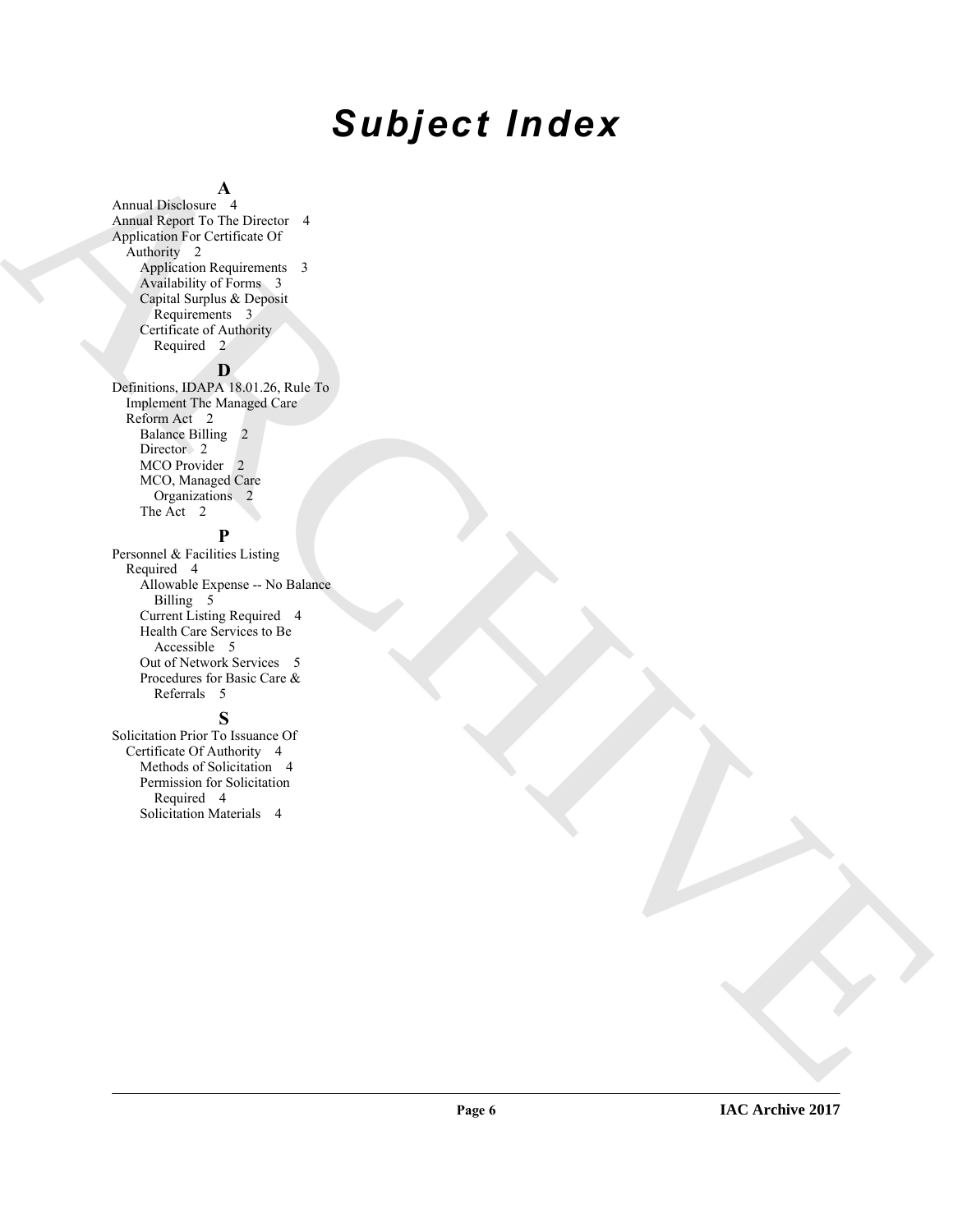# *Subject Index*

**A**

Annual Disclosure 4
Annual Report To The Director 4
Application For Certificate Of Authority 2
- Application Requirements 3
- Availability of Forms 3
- Capital Surplus & Deposit Requirements 3
- Certificate of Authority Required 2

**D**

Definitions, IDAPA 18.01.26, Rule To Implement The Managed Care Reform Act 2
- Balance Billing 2
- Director 2
- MCO Provider 2
- MCO, Managed Care Organizations 2
- The Act 2

**P**

Personnel & Facilities Listing Required 4
- Allowable Expense -- No Balance Billing 5
- Current Listing Required 4
- Health Care Services to Be Accessible 5
- Out of Network Services 5
- Procedures for Basic Care & Referrals 5

**S**

Solicitation Prior To Issuance Of Certificate Of Authority 4
- Methods of Solicitation 4
- Permission for Solicitation Required 4
- Solicitation Materials 4